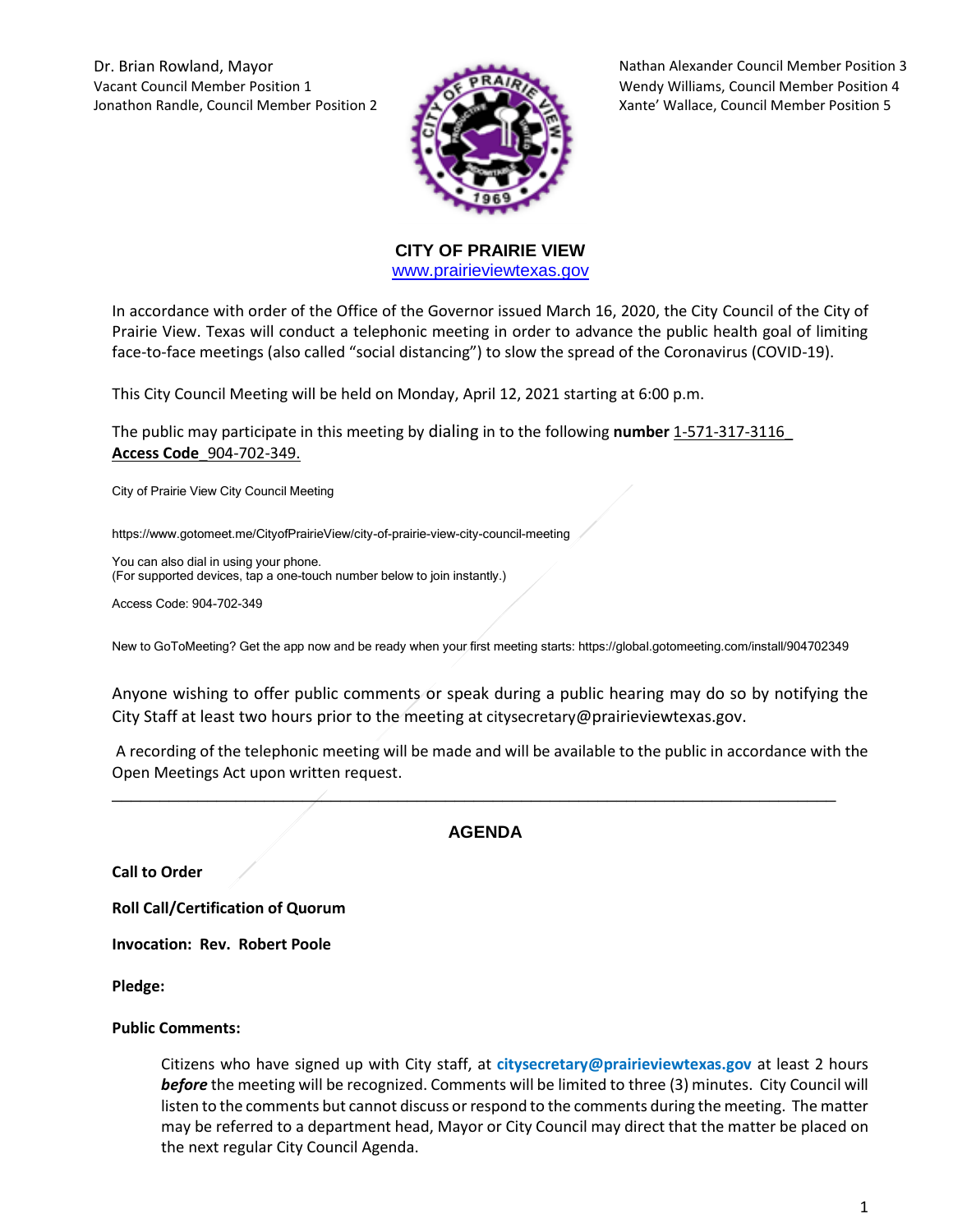Dr. Brian Rowland, Mayor
Vacant Council Member Position 1
Jonathon Randle, Council Member Position 2

Nathan Alexander Council Member Position 3
Wendy Williams, Council Member Position 4
Xante' Wallace, Council Member Position 5

**CITY OF PRAIRIE VIEW**
www.prairieviewtexas.gov

In accordance with order of the Office of the Governor issued March 16, 2020, the City Council of the City of Prairie View. Texas will conduct a telephonic meeting in order to advance the public health goal of limiting face-to-face meetings (also called "social distancing") to slow the spread of the Coronavirus (COVID-19).

This City Council Meeting will be held on Monday, April 12, 2021 starting at 6:00 p.m.

The public may participate in this meeting by dialing in to the following **number** 1-571-317-3116_ **Access Code**_904-702-349.

City of Prairie View City Council Meeting

https://www.gotomeet.me/CityofPrairieView/city-of-prairie-view-city-council-meeting

You can also dial in using your phone.
(For supported devices, tap a one-touch number below to join instantly.)

Access Code: 904-702-349

New to GoToMeeting? Get the app now and be ready when your first meeting starts: https://global.gotomeeting.com/install/904702349

Anyone wishing to offer public comments or speak during a public hearing may do so by notifying the City Staff at least two hours prior to the meeting at citysecretary@prairieviewtexas.gov.

A recording of the telephonic meeting will be made and will be available to the public in accordance with the Open Meetings Act upon written request.

---

## AGENDA

**Call to Order**

**Roll Call/Certification of Quorum**

**Invocation: Rev. Robert Poole**

**Pledge:**

**Public Comments:**

Citizens who have signed up with City staff, at **citysecretary@prairieviewtexas.gov** at least 2 hours ***before*** the meeting will be recognized. Comments will be limited to three (3) minutes. City Council will listen to the comments but cannot discuss or respond to the comments during the meeting. The matter may be referred to a department head, Mayor or City Council may direct that the matter be placed on the next regular City Council Agenda.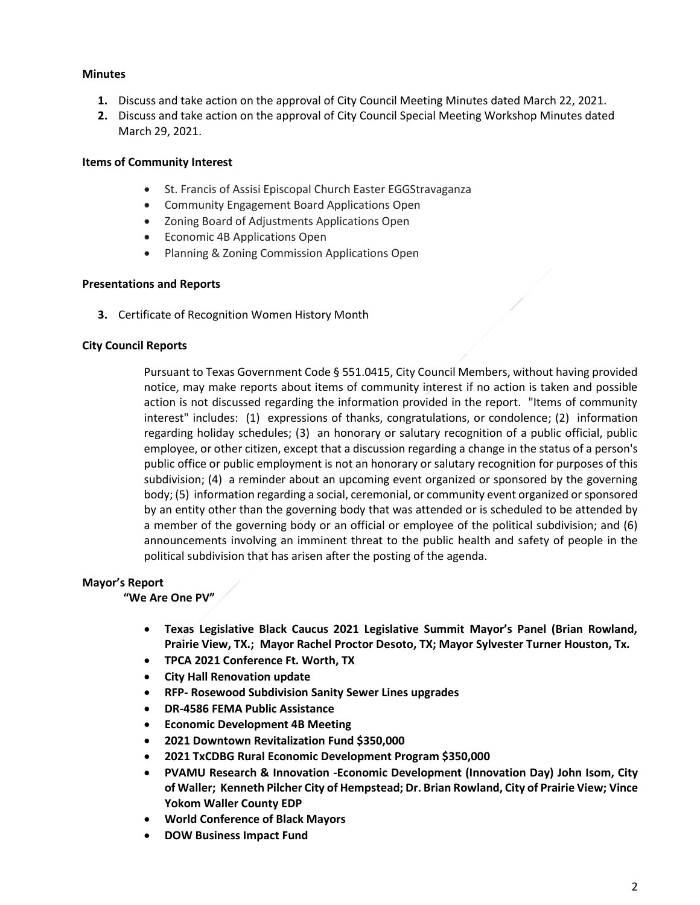**Minutes**

1. Discuss and take action on the approval of City Council Meeting Minutes dated March 22, 2021.
2. Discuss and take action on the approval of City Council Special Meeting Workshop Minutes dated March 29, 2021.

**Items of Community Interest**

- St. Francis of Assisi Episcopal Church Easter EGGStravaganza
- Community Engagement Board Applications Open
- Zoning Board of Adjustments Applications Open
- Economic 4B Applications Open
- Planning & Zoning Commission Applications Open

**Presentations and Reports**

3. Certificate of Recognition Women History Month

**City Council Reports**

Pursuant to Texas Government Code § 551.0415, City Council Members, without having provided notice, may make reports about items of community interest if no action is taken and possible action is not discussed regarding the information provided in the report. "Items of community interest" includes: (1) expressions of thanks, congratulations, or condolence; (2) information regarding holiday schedules; (3) an honorary or salutary recognition of a public official, public employee, or other citizen, except that a discussion regarding a change in the status of a person's public office or public employment is not an honorary or salutary recognition for purposes of this subdivision; (4) a reminder about an upcoming event organized or sponsored by the governing body; (5) information regarding a social, ceremonial, or community event organized or sponsored by an entity other than the governing body that was attended or is scheduled to be attended by a member of the governing body or an official or employee of the political subdivision; and (6) announcements involving an imminent threat to the public health and safety of people in the political subdivision that has arisen after the posting of the agenda.

**Mayor's Report**

**"We Are One PV"**

- **Texas Legislative Black Caucus 2021 Legislative Summit Mayor's Panel (Brian Rowland, Prairie View, TX.; Mayor Rachel Proctor Desoto, TX; Mayor Sylvester Turner Houston, Tx.**
- **TPCA 2021 Conference Ft. Worth, TX**
- **City Hall Renovation update**
- **RFP- Rosewood Subdivision Sanity Sewer Lines upgrades**
- **DR-4586 FEMA Public Assistance**
- **Economic Development 4B Meeting**
- **2021 Downtown Revitalization Fund $350,000**
- **2021 TxCDBG Rural Economic Development Program $350,000**
- **PVAMU Research & Innovation -Economic Development (Innovation Day) John Isom, City of Waller; Kenneth Pilcher City of Hempstead; Dr. Brian Rowland, City of Prairie View; Vince Yokom Waller County EDP**
- **World Conference of Black Mayors**
- **DOW Business Impact Fund**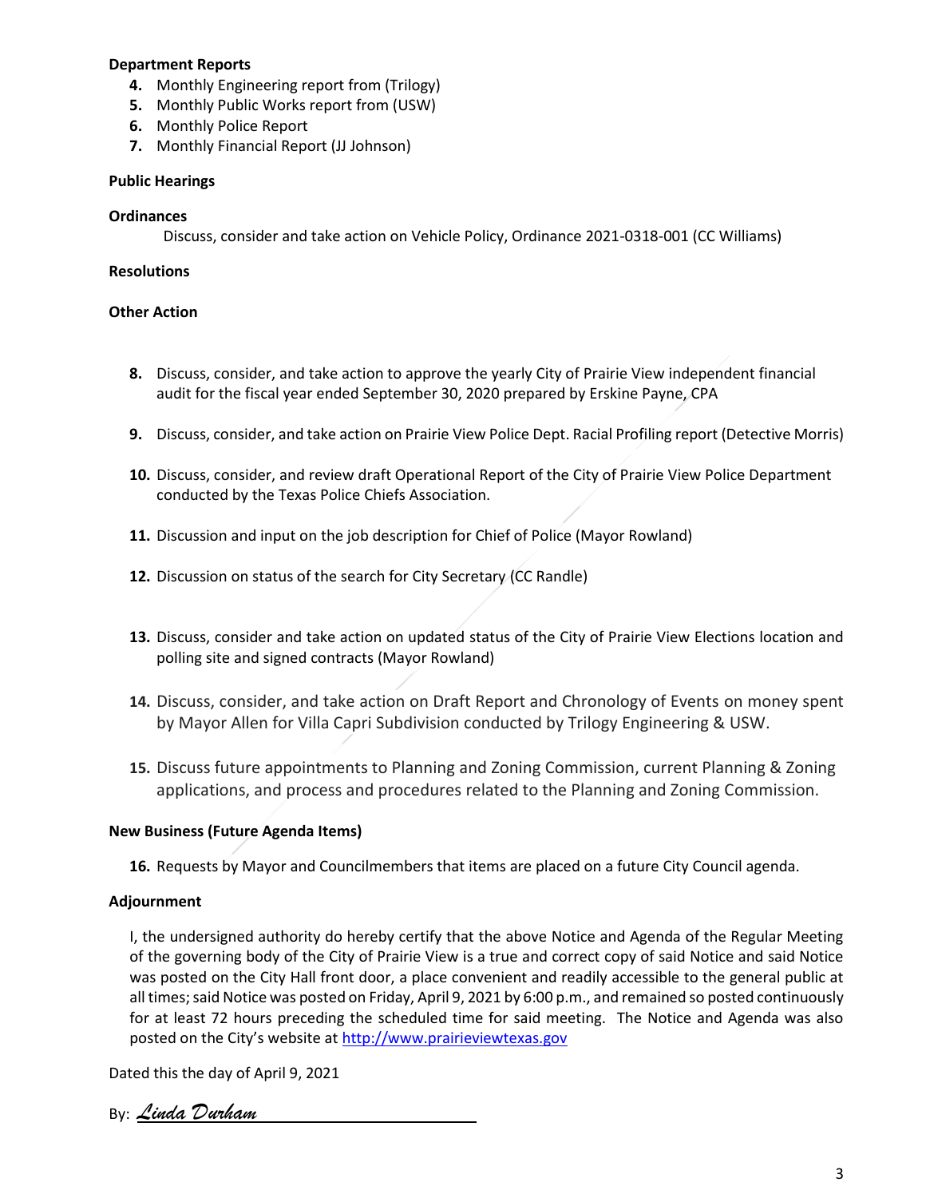**Department Reports**

4. Monthly Engineering report from (Trilogy)
5. Monthly Public Works report from (USW)
6. Monthly Police Report
7. Monthly Financial Report (JJ Johnson)

**Public Hearings**

**Ordinances**

Discuss, consider and take action on Vehicle Policy, Ordinance 2021-0318-001 (CC Williams)

**Resolutions**

**Other Action**

8. Discuss, consider, and take action to approve the yearly City of Prairie View independent financial audit for the fiscal year ended September 30, 2020 prepared by Erskine Payne, CPA

9. Discuss, consider, and take action on Prairie View Police Dept. Racial Profiling report (Detective Morris)

10. Discuss, consider, and review draft Operational Report of the City of Prairie View Police Department conducted by the Texas Police Chiefs Association.

11. Discussion and input on the job description for Chief of Police (Mayor Rowland)

12. Discussion on status of the search for City Secretary (CC Randle)

13. Discuss, consider and take action on updated status of the City of Prairie View Elections location and polling site and signed contracts (Mayor Rowland)

14. Discuss, consider, and take action on Draft Report and Chronology of Events on money spent by Mayor Allen for Villa Capri Subdivision conducted by Trilogy Engineering & USW.

15. Discuss future appointments to Planning and Zoning Commission, current Planning & Zoning applications, and process and procedures related to the Planning and Zoning Commission.

**New Business (Future Agenda Items)**

16. Requests by Mayor and Councilmembers that items are placed on a future City Council agenda.

**Adjournment**

I, the undersigned authority do hereby certify that the above Notice and Agenda of the Regular Meeting of the governing body of the City of Prairie View is a true and correct copy of said Notice and said Notice was posted on the City Hall front door, a place convenient and readily accessible to the general public at all times; said Notice was posted on Friday, April 9, 2021 by 6:00 p.m., and remained so posted continuously for at least 72 hours preceding the scheduled time for said meeting. The Notice and Agenda was also posted on the City's website at http://www.prairieviewtexas.gov

Dated this the day of April 9, 2021

By: *Linda Durham*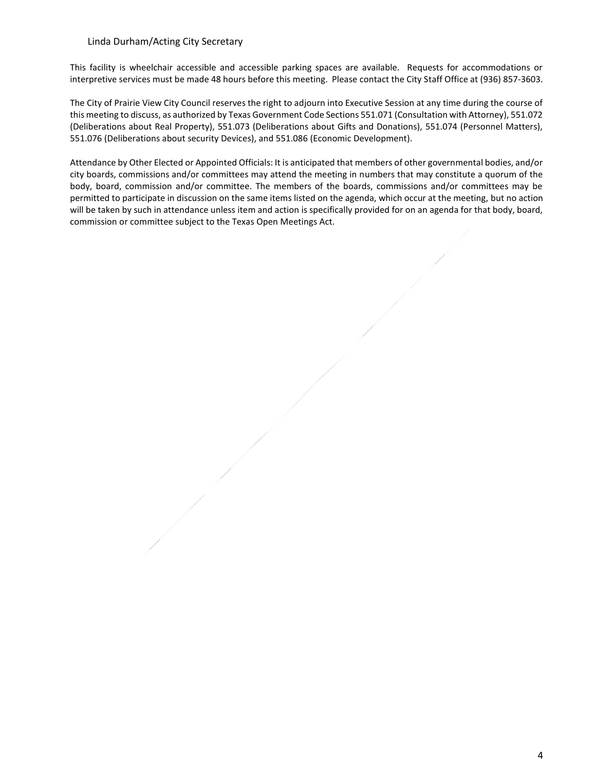Linda Durham/Acting City Secretary

This facility is wheelchair accessible and accessible parking spaces are available. Requests for accommodations or interpretive services must be made 48 hours before this meeting. Please contact the City Staff Office at (936) 857-3603.

The City of Prairie View City Council reserves the right to adjourn into Executive Session at any time during the course of this meeting to discuss, as authorized by Texas Government Code Sections 551.071 (Consultation with Attorney), 551.072 (Deliberations about Real Property), 551.073 (Deliberations about Gifts and Donations), 551.074 (Personnel Matters), 551.076 (Deliberations about security Devices), and 551.086 (Economic Development).

Attendance by Other Elected or Appointed Officials: It is anticipated that members of other governmental bodies, and/or city boards, commissions and/or committees may attend the meeting in numbers that may constitute a quorum of the body, board, commission and/or committee. The members of the boards, commissions and/or committees may be permitted to participate in discussion on the same items listed on the agenda, which occur at the meeting, but no action will be taken by such in attendance unless item and action is specifically provided for on an agenda for that body, board, commission or committee subject to the Texas Open Meetings Act.